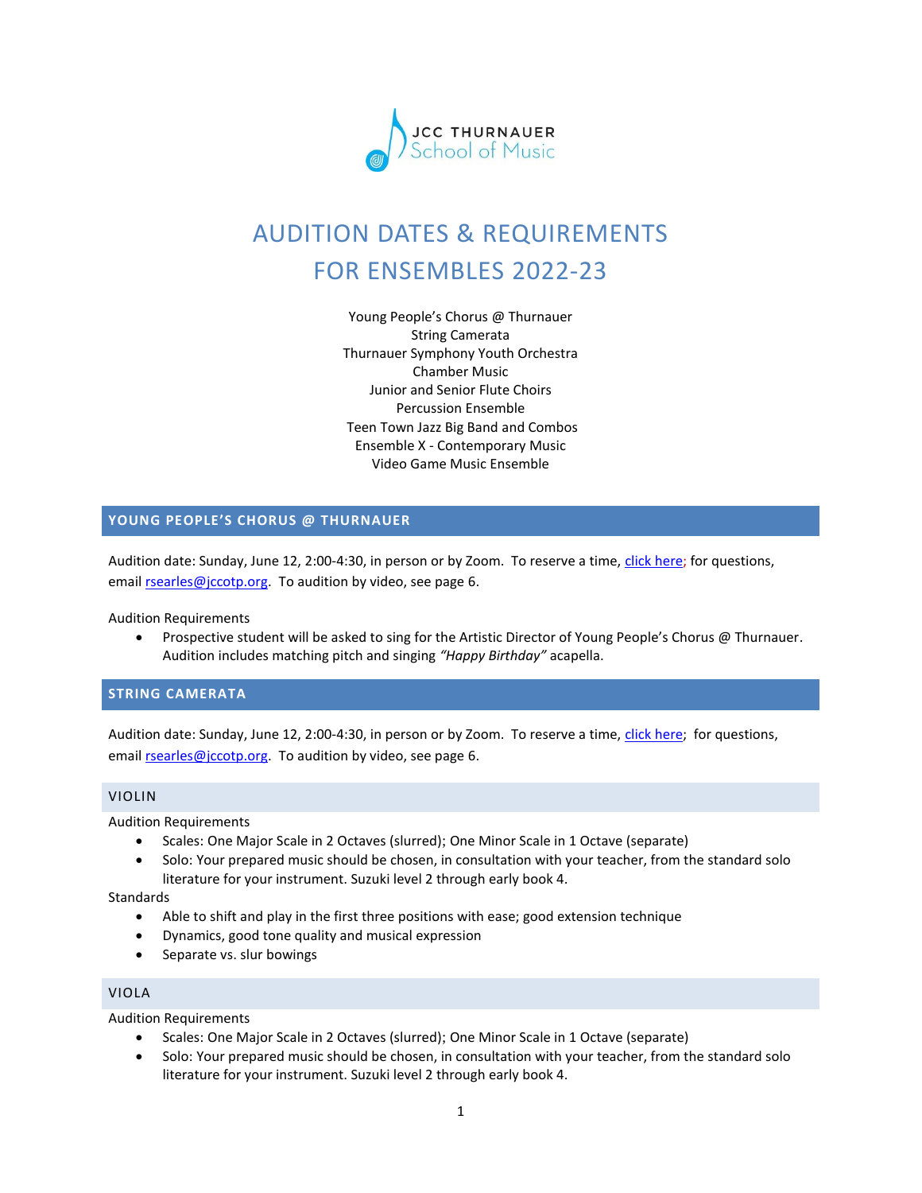JCC THURNAUER
School of Music

# AUDITION DATES & REQUIREMENTS FOR ENSEMBLES 2022-23

Young People's Chorus @ Thurnauer
String Camerata
Thurnauer Symphony Youth Orchestra
Chamber Music
Junior and Senior Flute Choirs
Percussion Ensemble
Teen Town Jazz Big Band and Combos
Ensemble X - Contemporary Music
Video Game Music Ensemble

## YOUNG PEOPLE'S CHORUS @ THURNAUER

Audition date: Sunday, June 12, 2:00-4:30, in person or by Zoom. To reserve a time, click here; for questions, email rsearles@jccotp.org. To audition by video, see page 6.

Audition Requirements

- Prospective student will be asked to sing for the Artistic Director of Young People's Chorus @ Thurnauer. Audition includes matching pitch and singing *"Happy Birthday"* acapella.

## STRING CAMERATA

Audition date: Sunday, June 12, 2:00-4:30, in person or by Zoom. To reserve a time, click here; for questions, email rsearles@jccotp.org. To audition by video, see page 6.

### VIOLIN

Audition Requirements

- Scales: One Major Scale in 2 Octaves (slurred); One Minor Scale in 1 Octave (separate)
- Solo: Your prepared music should be chosen, in consultation with your teacher, from the standard solo literature for your instrument. Suzuki level 2 through early book 4.

Standards

- Able to shift and play in the first three positions with ease; good extension technique
- Dynamics, good tone quality and musical expression
- Separate vs. slur bowings

### VIOLA

Audition Requirements

- Scales: One Major Scale in 2 Octaves (slurred); One Minor Scale in 1 Octave (separate)
- Solo: Your prepared music should be chosen, in consultation with your teacher, from the standard solo literature for your instrument. Suzuki level 2 through early book 4.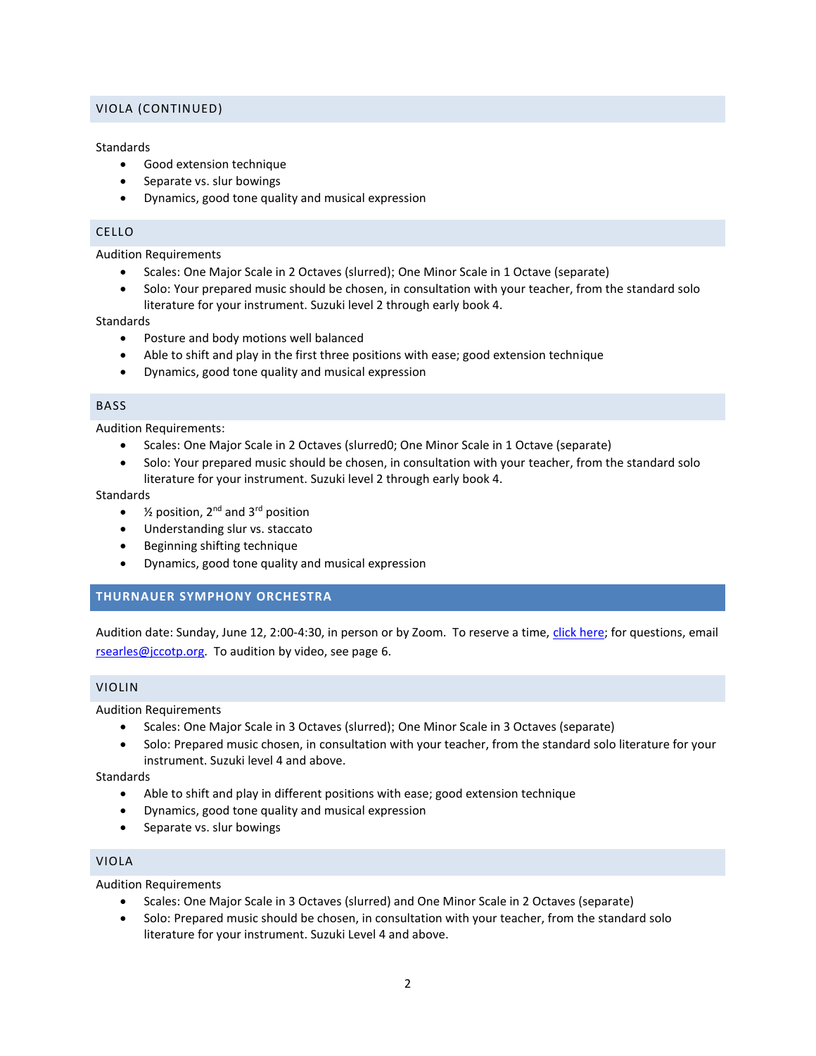## VIOLA (CONTINUED)

Standards

- Good extension technique
- Separate vs. slur bowings
- Dynamics, good tone quality and musical expression

## CELLO

Audition Requirements

- Scales: One Major Scale in 2 Octaves (slurred); One Minor Scale in 1 Octave (separate)
- Solo: Your prepared music should be chosen, in consultation with your teacher, from the standard solo literature for your instrument. Suzuki level 2 through early book 4.

Standards

- Posture and body motions well balanced
- Able to shift and play in the first three positions with ease; good extension technique
- Dynamics, good tone quality and musical expression

## BASS

Audition Requirements:

- Scales: One Major Scale in 2 Octaves (slurred0; One Minor Scale in 1 Octave (separate)
- Solo: Your prepared music should be chosen, in consultation with your teacher, from the standard solo literature for your instrument. Suzuki level 2 through early book 4.

Standards

- ½ position, 2nd and 3rd position
- Understanding slur vs. staccato
- Beginning shifting technique
- Dynamics, good tone quality and musical expression

# THURNAUER SYMPHONY ORCHESTRA

Audition date: Sunday, June 12, 2:00-4:30, in person or by Zoom. To reserve a time, click here; for questions, email rsearles@jccotp.org. To audition by video, see page 6.

## VIOLIN

Audition Requirements

- Scales: One Major Scale in 3 Octaves (slurred); One Minor Scale in 3 Octaves (separate)
- Solo: Prepared music chosen, in consultation with your teacher, from the standard solo literature for your instrument. Suzuki level 4 and above.

Standards

- Able to shift and play in different positions with ease; good extension technique
- Dynamics, good tone quality and musical expression
- Separate vs. slur bowings

## VIOLA

Audition Requirements

- Scales: One Major Scale in 3 Octaves (slurred) and One Minor Scale in 2 Octaves (separate)
- Solo: Prepared music should be chosen, in consultation with your teacher, from the standard solo literature for your instrument. Suzuki Level 4 and above.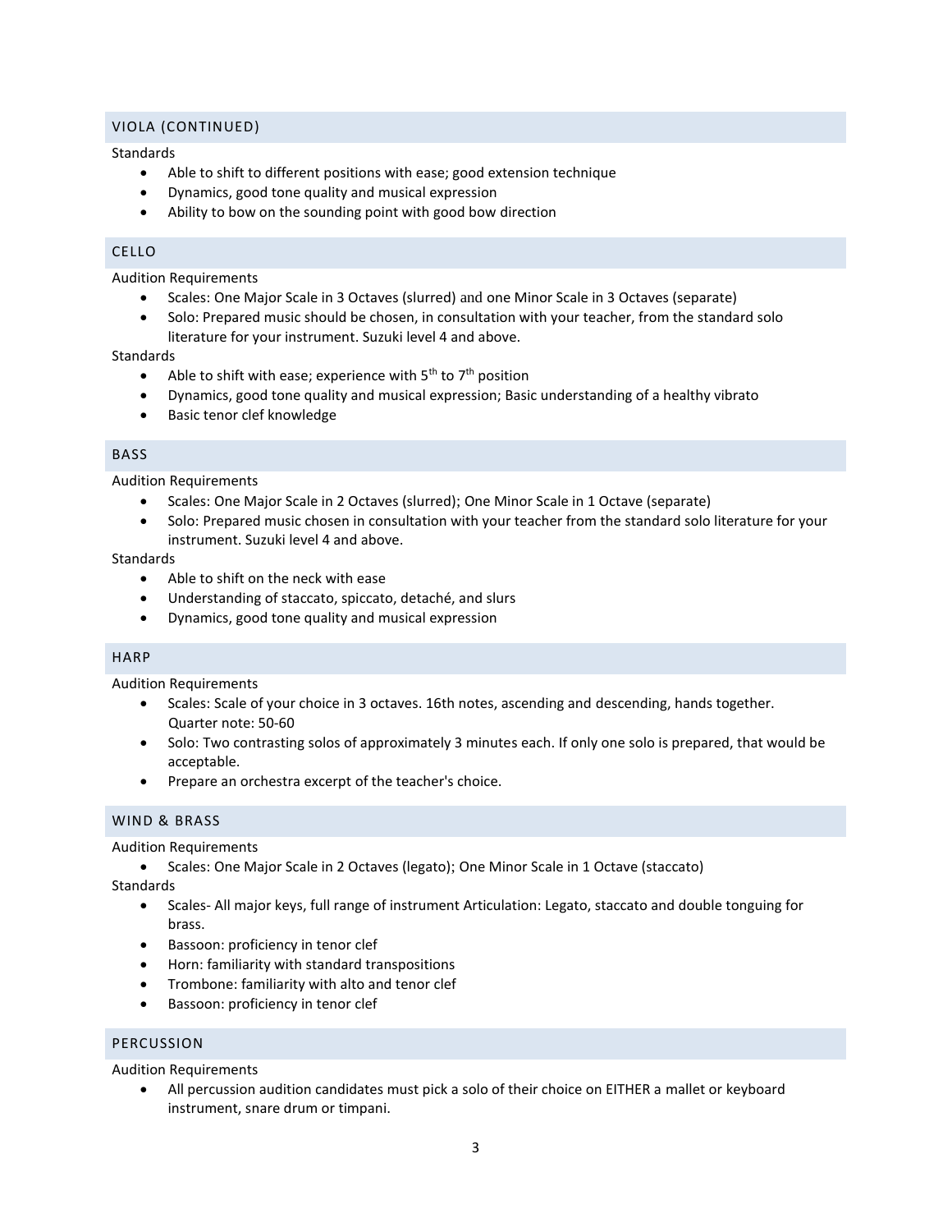## VIOLA (CONTINUED)

Standards

- Able to shift to different positions with ease; good extension technique
- Dynamics, good tone quality and musical expression
- Ability to bow on the sounding point with good bow direction

## CELLO

Audition Requirements

- Scales: One Major Scale in 3 Octaves (slurred) and one Minor Scale in 3 Octaves (separate)
- Solo: Prepared music should be chosen, in consultation with your teacher, from the standard solo literature for your instrument. Suzuki level 4 and above.

Standards

- Able to shift with ease; experience with 5th to 7th position
- Dynamics, good tone quality and musical expression; Basic understanding of a healthy vibrato
- Basic tenor clef knowledge

## BASS

Audition Requirements

- Scales: One Major Scale in 2 Octaves (slurred); One Minor Scale in 1 Octave (separate)
- Solo: Prepared music chosen in consultation with your teacher from the standard solo literature for your instrument. Suzuki level 4 and above.

Standards

- Able to shift on the neck with ease
- Understanding of staccato, spiccato, detaché, and slurs
- Dynamics, good tone quality and musical expression

## HARP

Audition Requirements

- Scales: Scale of your choice in 3 octaves. 16th notes, ascending and descending, hands together. Quarter note: 50-60
- Solo: Two contrasting solos of approximately 3 minutes each. If only one solo is prepared, that would be acceptable.
- Prepare an orchestra excerpt of the teacher's choice.

## WIND & BRASS

Audition Requirements

- Scales: One Major Scale in 2 Octaves (legato); One Minor Scale in 1 Octave (staccato)

Standards

- Scales- All major keys, full range of instrument Articulation: Legato, staccato and double tonguing for brass.
- Bassoon: proficiency in tenor clef
- Horn: familiarity with standard transpositions
- Trombone: familiarity with alto and tenor clef
- Bassoon: proficiency in tenor clef

## PERCUSSION

Audition Requirements

- All percussion audition candidates must pick a solo of their choice on EITHER a mallet or keyboard instrument, snare drum or timpani.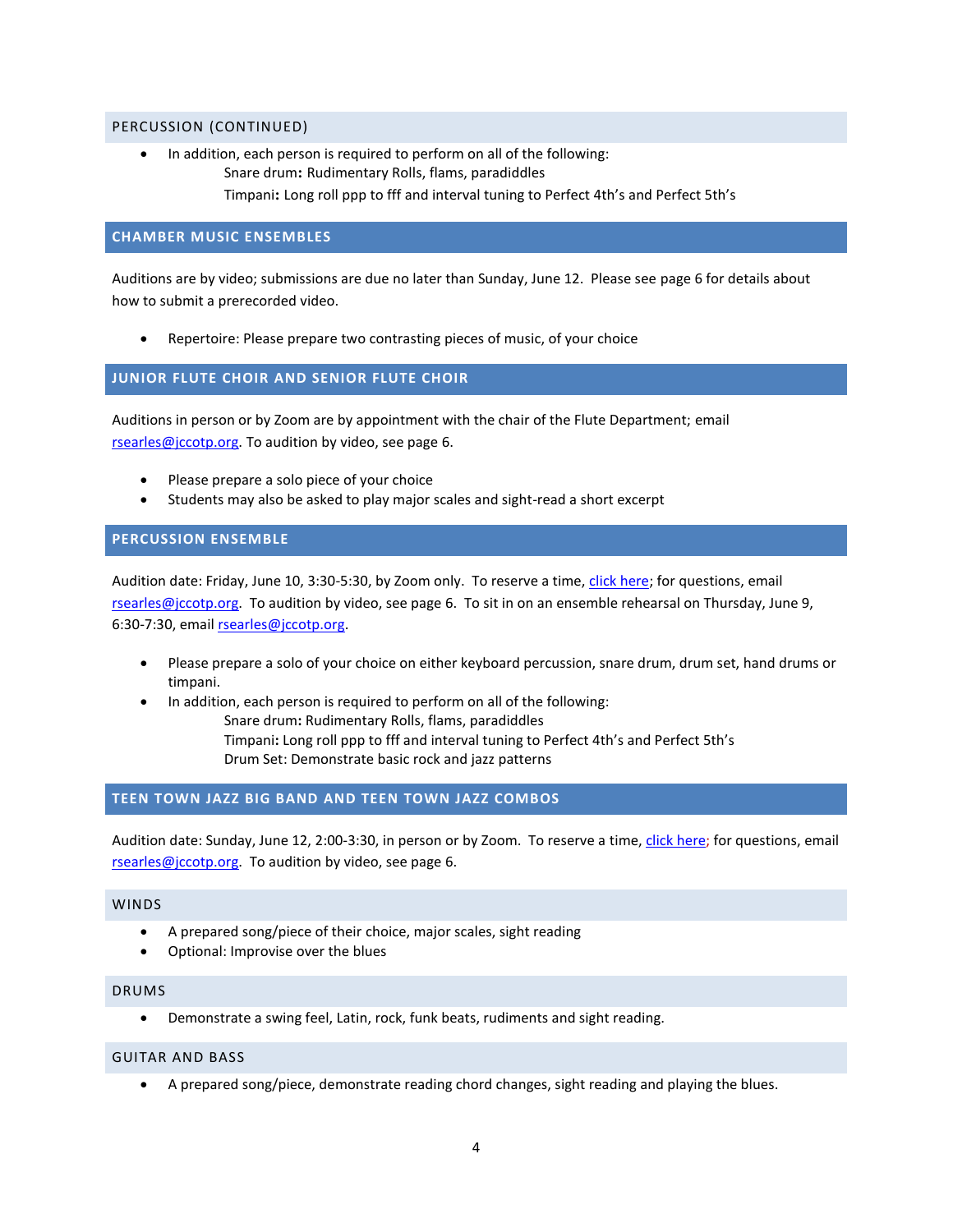### PERCUSSION (CONTINUED)

- In addition, each person is required to perform on all of the following:
  - Snare drum**:** Rudimentary Rolls, flams, paradiddles
  - Timpani**:** Long roll ppp to fff and interval tuning to Perfect 4th's and Perfect 5th's

## CHAMBER MUSIC ENSEMBLES

Auditions are by video; submissions are due no later than Sunday, June 12. Please see page 6 for details about how to submit a prerecorded video.

- Repertoire: Please prepare two contrasting pieces of music, of your choice

## JUNIOR FLUTE CHOIR AND SENIOR FLUTE CHOIR

Auditions in person or by Zoom are by appointment with the chair of the Flute Department; email rsearles@jccotp.org. To audition by video, see page 6.

- Please prepare a solo piece of your choice
- Students may also be asked to play major scales and sight-read a short excerpt

## PERCUSSION ENSEMBLE

Audition date: Friday, June 10, 3:30-5:30, by Zoom only. To reserve a time, click here; for questions, email rsearles@jccotp.org. To audition by video, see page 6. To sit in on an ensemble rehearsal on Thursday, June 9, 6:30-7:30, email rsearles@jccotp.org.

- Please prepare a solo of your choice on either keyboard percussion, snare drum, drum set, hand drums or timpani.
- In addition, each person is required to perform on all of the following:
  - Snare drum**:** Rudimentary Rolls, flams, paradiddles
  - Timpani**:** Long roll ppp to fff and interval tuning to Perfect 4th's and Perfect 5th's
  - Drum Set: Demonstrate basic rock and jazz patterns

## TEEN TOWN JAZZ BIG BAND AND TEEN TOWN JAZZ COMBOS

Audition date: Sunday, June 12, 2:00-3:30, in person or by Zoom. To reserve a time, click here; for questions, email rsearles@jccotp.org. To audition by video, see page 6.

### WINDS

- A prepared song/piece of their choice, major scales, sight reading
- Optional: Improvise over the blues

### DRUMS

- Demonstrate a swing feel, Latin, rock, funk beats, rudiments and sight reading.

### GUITAR AND BASS

- A prepared song/piece, demonstrate reading chord changes, sight reading and playing the blues.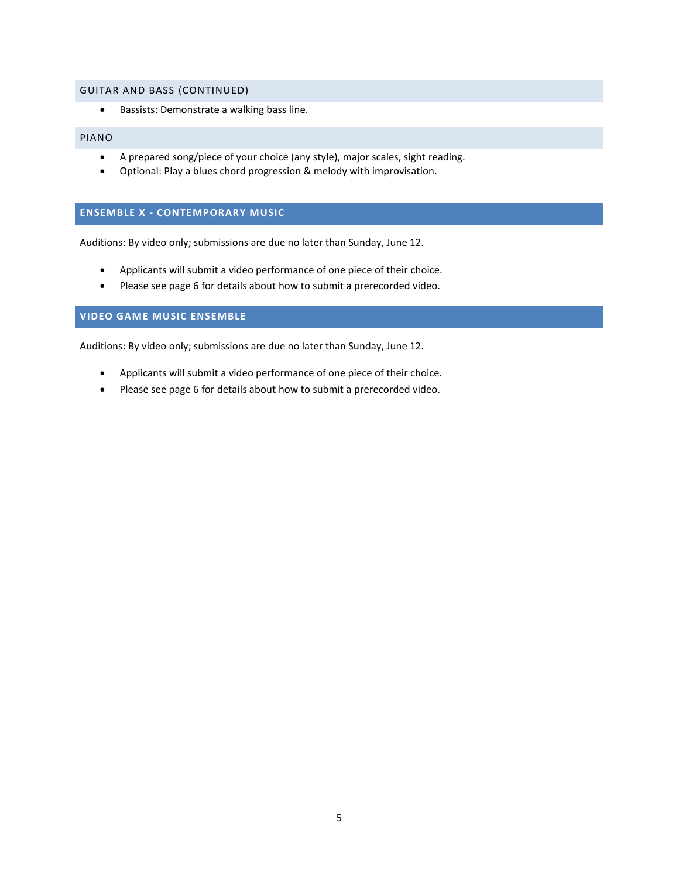### GUITAR AND BASS (CONTINUED)

- Bassists: Demonstrate a walking bass line.

### PIANO

- A prepared song/piece of your choice (any style), major scales, sight reading.
- Optional: Play a blues chord progression & melody with improvisation.

## ENSEMBLE X - CONTEMPORARY MUSIC

Auditions: By video only; submissions are due no later than Sunday, June 12.

- Applicants will submit a video performance of one piece of their choice.
- Please see page 6 for details about how to submit a prerecorded video.

## VIDEO GAME MUSIC ENSEMBLE

Auditions: By video only; submissions are due no later than Sunday, June 12.

- Applicants will submit a video performance of one piece of their choice.
- Please see page 6 for details about how to submit a prerecorded video.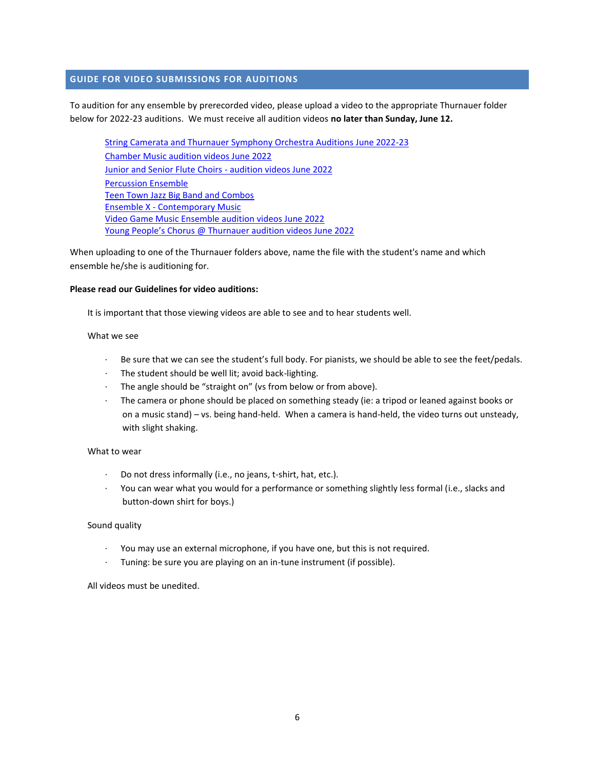## GUIDE FOR VIDEO SUBMISSIONS FOR AUDITIONS

To audition for any ensemble by prerecorded video, please upload a video to the appropriate Thurnauer folder below for 2022-23 auditions. We must receive all audition videos **no later than Sunday, June 12.**

- String Camerata and Thurnauer Symphony Orchestra Auditions June 2022-23
- Chamber Music audition videos June 2022
- Junior and Senior Flute Choirs - audition videos June 2022
- Percussion Ensemble
- Teen Town Jazz Big Band and Combos
- Ensemble X - Contemporary Music
- Video Game Music Ensemble audition videos June 2022
- Young People's Chorus @ Thurnauer audition videos June 2022

When uploading to one of the Thurnauer folders above, name the file with the student's name and which ensemble he/she is auditioning for.

**Please read our Guidelines for video auditions:**

It is important that those viewing videos are able to see and to hear students well.

What we see

- Be sure that we can see the student's full body. For pianists, we should be able to see the feet/pedals.
- The student should be well lit; avoid back-lighting.
- The angle should be "straight on" (vs from below or from above).
- The camera or phone should be placed on something steady (ie: a tripod or leaned against books or on a music stand) – vs. being hand-held. When a camera is hand-held, the video turns out unsteady, with slight shaking.

What to wear

- Do not dress informally (i.e., no jeans, t-shirt, hat, etc.).
- You can wear what you would for a performance or something slightly less formal (i.e., slacks and button-down shirt for boys.)

Sound quality

- You may use an external microphone, if you have one, but this is not required.
- Tuning: be sure you are playing on an in-tune instrument (if possible).

All videos must be unedited.